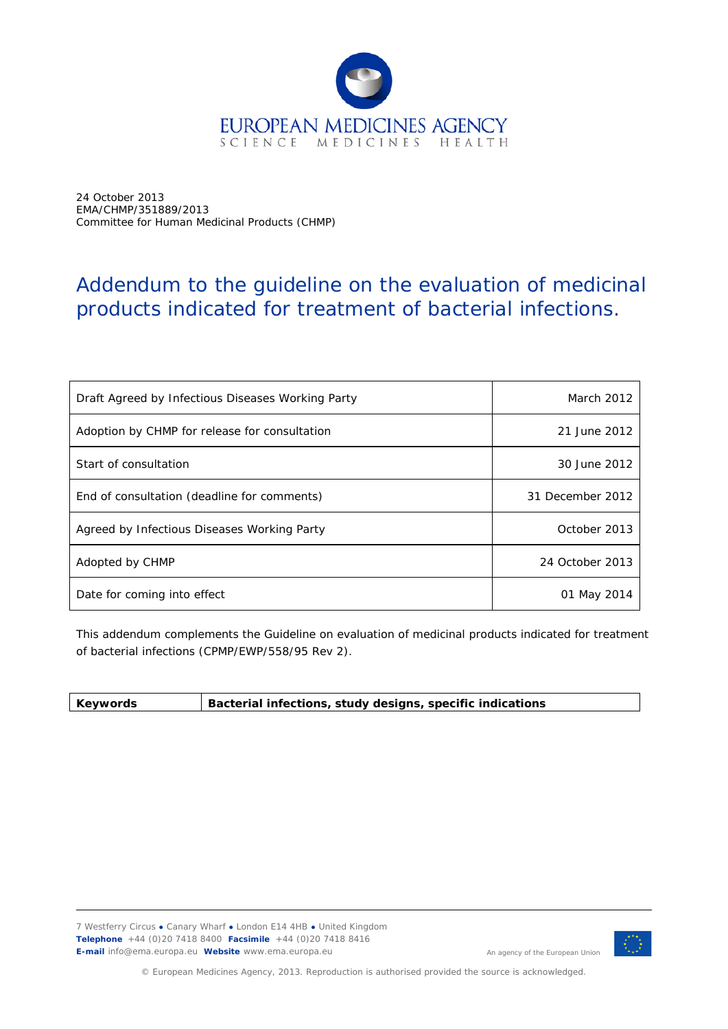EUROPEAN MEDICINES AGENCY
SCIENCE MEDICINES HEALTH

24 October 2013
EMA/CHMP/351889/2013
Committee for Human Medicinal Products (CHMP)

# Addendum to the guideline on the evaluation of medicinal products indicated for treatment of bacterial infections.

| | |
|---|---|
| Draft Agreed by Infectious Diseases Working Party | March 2012 |
| Adoption by CHMP for release for consultation | 21 June 2012 |
| Start of consultation | 30 June 2012 |
| End of consultation (deadline for comments) | 31 December 2012 |
| Agreed by Infectious Diseases Working Party | October 2013 |
| Adopted by CHMP | 24 October 2013 |
| Date for coming into effect | 01 May 2014 |

This addendum complements the Guideline on evaluation of medicinal products indicated for treatment of bacterial infections (CPMP/EWP/558/95 Rev 2).

| **Keywords** | **Bacterial infections, study designs, specific indications** |
|---|---|

7 Westferry Circus ● Canary Wharf ● London E14 4HB ● United Kingdom
**Telephone** +44 (0)20 7418 8400 **Facsimile** +44 (0)20 7418 8416
**E-mail** info@ema.europa.eu **Website** www.ema.europa.eu

An agency of the European Union

© European Medicines Agency, 2013. Reproduction is authorised provided the source is acknowledged.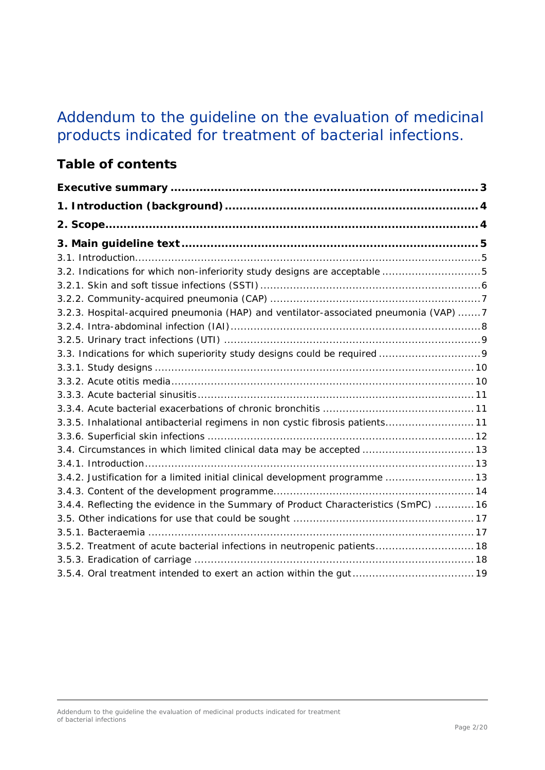# Addendum to the guideline on the evaluation of medicinal products indicated for treatment of bacterial infections.

## Table of contents

**Executive summary ......................................................................................... 3**

**1. Introduction (background) .......................................................................... 4**

**2. Scope ........................................................................................................ 4**

**3. Main guideline text ..................................................................................... 5**

3.1. Introduction ............................................................................................... 5

3.2. Indications for which non-inferiority study designs are acceptable ................................ 5

3.2.1. Skin and soft tissue infections (SSTI) ..................................................................... 6

3.2.2. Community-acquired pneumonia (CAP) .................................................................. 7

3.2.3. Hospital-acquired pneumonia (HAP) and ventilator-associated pneumonia (VAP) ....... 7

3.2.4. Intra-abdominal infection (IAI) ............................................................................. 8

3.2.5. Urinary tract infections (UTI) ............................................................................... 9

3.3. Indications for which superiority study designs could be required .................................. 9

3.3.1. Study designs .................................................................................................. 10

3.3.2. Acute otitis media ............................................................................................. 10

3.3.3. Acute bacterial sinusitis ..................................................................................... 11

3.3.4. Acute bacterial exacerbations of chronic bronchitis ................................................ 11

3.3.5. Inhalational antibacterial regimens in non cystic fibrosis patients ............................ 11

3.3.6. Superficial skin infections .................................................................................. 12

3.4. Circumstances in which limited clinical data may be accepted ..................................... 13

3.4.1. Introduction ..................................................................................................... 13

3.4.2. Justification for a limited initial clinical development programme ............................ 13

3.4.3. Content of the development programme .............................................................. 14

3.4.4. Reflecting the evidence in the Summary of Product Characteristics (SmPC) ............ 16

3.5. Other indications for use that could be sought ........................................................ 17

3.5.1. Bacteraemia ..................................................................................................... 17

3.5.2. Treatment of acute bacterial infections in neutropenic patients ................................ 18

3.5.3. Eradication of carriage ...................................................................................... 18

3.5.4. Oral treatment intended to exert an action within the gut ....................................... 19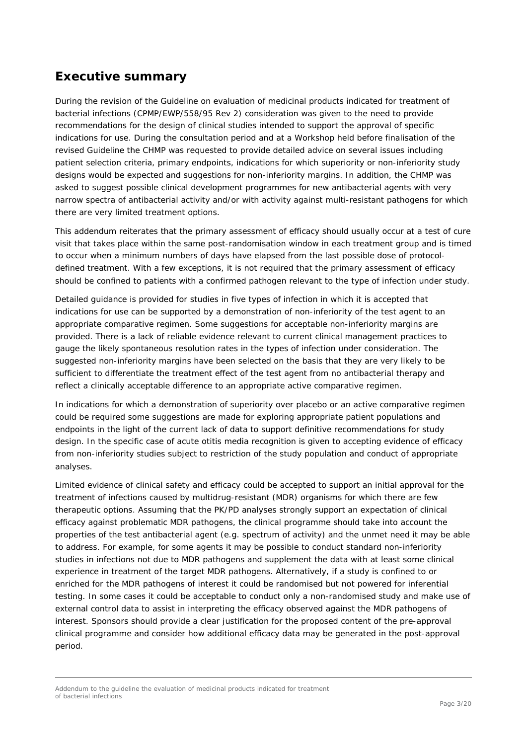## Executive summary

During the revision of the Guideline on evaluation of medicinal products indicated for treatment of bacterial infections (CPMP/EWP/558/95 Rev 2) consideration was given to the need to provide recommendations for the design of clinical studies intended to support the approval of specific indications for use. During the consultation period and at a Workshop held before finalisation of the revised Guideline the CHMP was requested to provide detailed advice on several issues including patient selection criteria, primary endpoints, indications for which superiority or non-inferiority study designs would be expected and suggestions for non-inferiority margins. In addition, the CHMP was asked to suggest possible clinical development programmes for new antibacterial agents with very narrow spectra of antibacterial activity and/or with activity against multi-resistant pathogens for which there are very limited treatment options.

This addendum reiterates that the primary assessment of efficacy should usually occur at a test of cure visit that takes place within the same post-randomisation window in each treatment group and is timed to occur when a minimum numbers of days have elapsed from the last possible dose of protocol-defined treatment. With a few exceptions, it is not required that the primary assessment of efficacy should be confined to patients with a confirmed pathogen relevant to the type of infection under study.

Detailed guidance is provided for studies in five types of infection in which it is accepted that indications for use can be supported by a demonstration of non-inferiority of the test agent to an appropriate comparative regimen. Some suggestions for acceptable non-inferiority margins are provided. There is a lack of reliable evidence relevant to current clinical management practices to gauge the likely spontaneous resolution rates in the types of infection under consideration. The suggested non-inferiority margins have been selected on the basis that they are very likely to be sufficient to differentiate the treatment effect of the test agent from no antibacterial therapy and reflect a clinically acceptable difference to an appropriate active comparative regimen.

In indications for which a demonstration of superiority over placebo or an active comparative regimen could be required some suggestions are made for exploring appropriate patient populations and endpoints in the light of the current lack of data to support definitive recommendations for study design. In the specific case of acute otitis media recognition is given to accepting evidence of efficacy from non-inferiority studies subject to restriction of the study population and conduct of appropriate analyses.

Limited evidence of clinical safety and efficacy could be accepted to support an initial approval for the treatment of infections caused by multidrug-resistant (MDR) organisms for which there are few therapeutic options. Assuming that the PK/PD analyses strongly support an expectation of clinical efficacy against problematic MDR pathogens, the clinical programme should take into account the properties of the test antibacterial agent (e.g. spectrum of activity) and the unmet need it may be able to address. For example, for some agents it may be possible to conduct standard non-inferiority studies in infections not due to MDR pathogens and supplement the data with at least some clinical experience in treatment of the target MDR pathogens. Alternatively, if a study is confined to or enriched for the MDR pathogens of interest it could be randomised but not powered for inferential testing. In some cases it could be acceptable to conduct only a non-randomised study and make use of external control data to assist in interpreting the efficacy observed against the MDR pathogens of interest. Sponsors should provide a clear justification for the proposed content of the pre-approval clinical programme and consider how additional efficacy data may be generated in the post-approval period.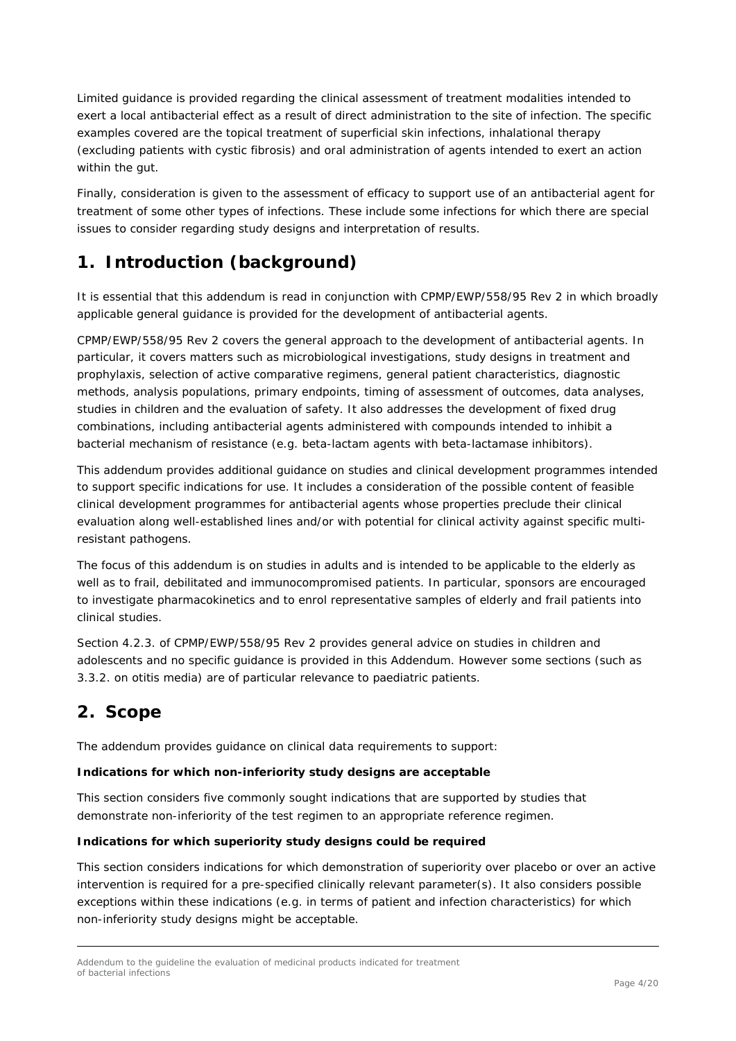Limited guidance is provided regarding the clinical assessment of treatment modalities intended to exert a local antibacterial effect as a result of direct administration to the site of infection. The specific examples covered are the topical treatment of superficial skin infections, inhalational therapy (excluding patients with cystic fibrosis) and oral administration of agents intended to exert an action within the gut.

Finally, consideration is given to the assessment of efficacy to support use of an antibacterial agent for treatment of some other types of infections. These include some infections for which there are special issues to consider regarding study designs and interpretation of results.

# 1. Introduction (background)

It is essential that this addendum is read in conjunction with CPMP/EWP/558/95 Rev 2 in which broadly applicable general guidance is provided for the development of antibacterial agents.

CPMP/EWP/558/95 Rev 2 covers the general approach to the development of antibacterial agents. In particular, it covers matters such as microbiological investigations, study designs in treatment and prophylaxis, selection of active comparative regimens, general patient characteristics, diagnostic methods, analysis populations, primary endpoints, timing of assessment of outcomes, data analyses, studies in children and the evaluation of safety. It also addresses the development of fixed drug combinations, including antibacterial agents administered with compounds intended to inhibit a bacterial mechanism of resistance (e.g. beta-lactam agents with beta-lactamase inhibitors).

This addendum provides additional guidance on studies and clinical development programmes intended to support specific indications for use. It includes a consideration of the possible content of feasible clinical development programmes for antibacterial agents whose properties preclude their clinical evaluation along well-established lines and/or with potential for clinical activity against specific multi-resistant pathogens.

The focus of this addendum is on studies in adults and is intended to be applicable to the elderly as well as to frail, debilitated and immunocompromised patients. In particular, sponsors are encouraged to investigate pharmacokinetics and to enrol representative samples of elderly and frail patients into clinical studies.

Section 4.2.3. of CPMP/EWP/558/95 Rev 2 provides general advice on studies in children and adolescents and no specific guidance is provided in this Addendum. However some sections (such as 3.3.2. on otitis media) are of particular relevance to paediatric patients.

# 2. Scope

The addendum provides guidance on clinical data requirements to support:

**Indications for which non-inferiority study designs are acceptable**

This section considers five commonly sought indications that are supported by studies that demonstrate non-inferiority of the test regimen to an appropriate reference regimen.

**Indications for which superiority study designs could be required**

This section considers indications for which demonstration of superiority over placebo or over an active intervention is required for a pre-specified clinically relevant parameter(s). It also considers possible exceptions within these indications (e.g. in terms of patient and infection characteristics) for which non-inferiority study designs might be acceptable.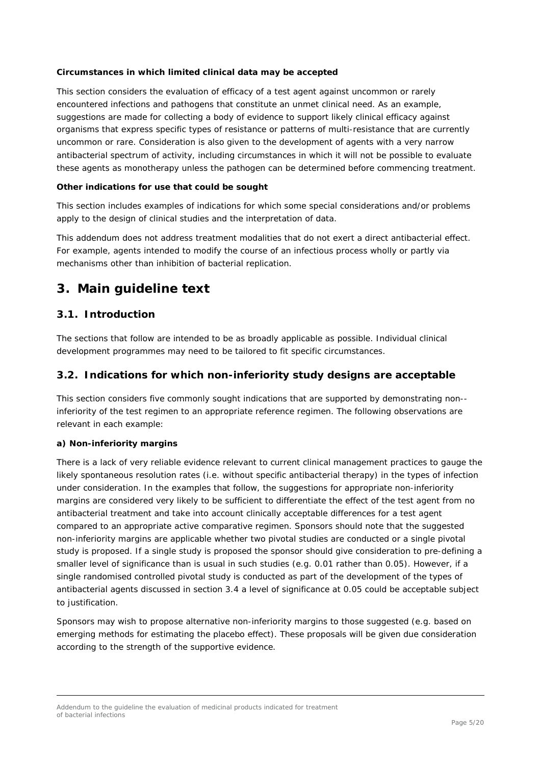**Circumstances in which limited clinical data may be accepted**

This section considers the evaluation of efficacy of a test agent against uncommon or rarely encountered infections and pathogens that constitute an unmet clinical need. As an example, suggestions are made for collecting a body of evidence to support likely clinical efficacy against organisms that express specific types of resistance or patterns of multi-resistance that are currently uncommon or rare. Consideration is also given to the development of agents with a very narrow antibacterial spectrum of activity, including circumstances in which it will not be possible to evaluate these agents as monotherapy unless the pathogen can be determined before commencing treatment.

**Other indications for use that could be sought**

This section includes examples of indications for which some special considerations and/or problems apply to the design of clinical studies and the interpretation of data.

This addendum does not address treatment modalities that do not exert a direct antibacterial effect. For example, agents intended to modify the course of an infectious process wholly or partly via mechanisms other than inhibition of bacterial replication.

# 3. Main guideline text

## 3.1. Introduction

The sections that follow are intended to be as broadly applicable as possible. Individual clinical development programmes may need to be tailored to fit specific circumstances.

## 3.2. Indications for which non-inferiority study designs are acceptable

This section considers five commonly sought indications that are supported by demonstrating non--inferiority of the test regimen to an appropriate reference regimen. The following observations are relevant in each example:

**a) Non-inferiority margins**

There is a lack of very reliable evidence relevant to current clinical management practices to gauge the likely spontaneous resolution rates (i.e. without specific antibacterial therapy) in the types of infection under consideration. In the examples that follow, the suggestions for appropriate non-inferiority margins are considered very likely to be sufficient to differentiate the effect of the test agent from no antibacterial treatment and take into account clinically acceptable differences for a test agent compared to an appropriate active comparative regimen. Sponsors should note that the suggested non-inferiority margins are applicable whether two pivotal studies are conducted or a single pivotal study is proposed. If a single study is proposed the sponsor should give consideration to pre-defining a smaller level of significance than is usual in such studies (e.g. 0.01 rather than 0.05). However, if a single randomised controlled pivotal study is conducted as part of the development of the types of antibacterial agents discussed in section 3.4 a level of significance at 0.05 could be acceptable subject to justification.

Sponsors may wish to propose alternative non-inferiority margins to those suggested (e.g. based on emerging methods for estimating the placebo effect). These proposals will be given due consideration according to the strength of the supportive evidence.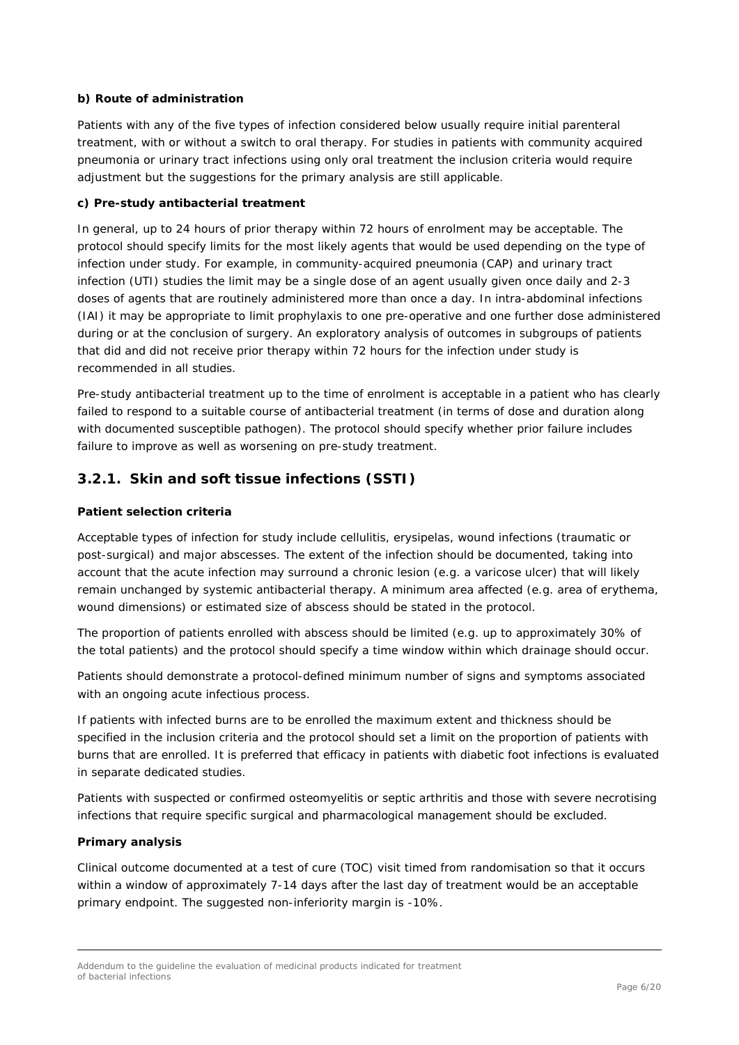**b) Route of administration**

Patients with any of the five types of infection considered below usually require initial parenteral treatment, with or without a switch to oral therapy. For studies in patients with community acquired pneumonia or urinary tract infections using only oral treatment the inclusion criteria would require adjustment but the suggestions for the primary analysis are still applicable.

**c) Pre-study antibacterial treatment**

In general, up to 24 hours of prior therapy within 72 hours of enrolment may be acceptable. The protocol should specify limits for the most likely agents that would be used depending on the type of infection under study. For example, in community-acquired pneumonia (CAP) and urinary tract infection (UTI) studies the limit may be a single dose of an agent usually given once daily and 2-3 doses of agents that are routinely administered more than once a day. In intra-abdominal infections (IAI) it may be appropriate to limit prophylaxis to one pre-operative and one further dose administered during or at the conclusion of surgery. An exploratory analysis of outcomes in subgroups of patients that did and did not receive prior therapy within 72 hours for the infection under study is recommended in all studies.

Pre-study antibacterial treatment up to the time of enrolment is acceptable in a patient who has clearly failed to respond to a suitable course of antibacterial treatment (in terms of dose and duration along with documented susceptible pathogen). The protocol should specify whether prior failure includes failure to improve as well as worsening on pre-study treatment.

## 3.2.1. Skin and soft tissue infections (SSTI)

**Patient selection criteria**

Acceptable types of infection for study include cellulitis, erysipelas, wound infections (traumatic or post-surgical) and major abscesses. The extent of the infection should be documented, taking into account that the acute infection may surround a chronic lesion (e.g. a varicose ulcer) that will likely remain unchanged by systemic antibacterial therapy. A minimum area affected (e.g. area of erythema, wound dimensions) or estimated size of abscess should be stated in the protocol.

The proportion of patients enrolled with abscess should be limited (e.g. up to approximately 30% of the total patients) and the protocol should specify a time window within which drainage should occur.

Patients should demonstrate a protocol-defined minimum number of signs and symptoms associated with an ongoing acute infectious process.

If patients with infected burns are to be enrolled the maximum extent and thickness should be specified in the inclusion criteria and the protocol should set a limit on the proportion of patients with burns that are enrolled. It is preferred that efficacy in patients with diabetic foot infections is evaluated in separate dedicated studies.

Patients with suspected or confirmed osteomyelitis or septic arthritis and those with severe necrotising infections that require specific surgical and pharmacological management should be excluded.

**Primary analysis**

Clinical outcome documented at a test of cure (TOC) visit timed from randomisation so that it occurs within a window of approximately 7-14 days after the last day of treatment would be an acceptable primary endpoint. The suggested non-inferiority margin is -10%.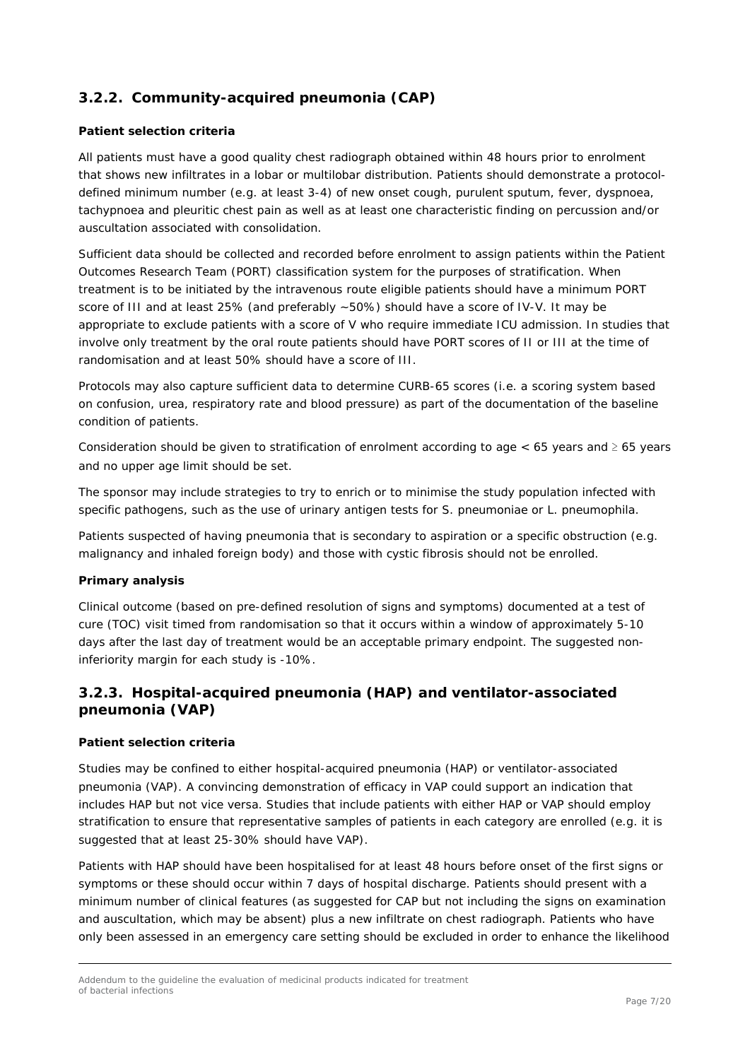### 3.2.2. Community-acquired pneumonia (CAP)

**Patient selection criteria**

All patients must have a good quality chest radiograph obtained within 48 hours prior to enrolment that shows new infiltrates in a lobar or multilobar distribution. Patients should demonstrate a protocol-defined minimum number (e.g. at least 3-4) of new onset cough, purulent sputum, fever, dyspnoea, tachypnoea and pleuritic chest pain as well as at least one characteristic finding on percussion and/or auscultation associated with consolidation.

Sufficient data should be collected and recorded before enrolment to assign patients within the Patient Outcomes Research Team (PORT) classification system for the purposes of stratification. When treatment is to be initiated by the intravenous route eligible patients should have a minimum PORT score of III and at least 25% (and preferably ~50%) should have a score of IV-V. It may be appropriate to exclude patients with a score of V who require immediate ICU admission. In studies that involve only treatment by the oral route patients should have PORT scores of II or III at the time of randomisation and at least 50% should have a score of III.

Protocols may also capture sufficient data to determine CURB-65 scores (i.e. a scoring system based on confusion, urea, respiratory rate and blood pressure) as part of the documentation of the baseline condition of patients.

Consideration should be given to stratification of enrolment according to age < 65 years and ≥ 65 years and no upper age limit should be set.

The sponsor may include strategies to try to enrich or to minimise the study population infected with specific pathogens, such as the use of urinary antigen tests for S. pneumoniae or L. pneumophila.

Patients suspected of having pneumonia that is secondary to aspiration or a specific obstruction (e.g. malignancy and inhaled foreign body) and those with cystic fibrosis should not be enrolled.

**Primary analysis**

Clinical outcome (based on pre-defined resolution of signs and symptoms) documented at a test of cure (TOC) visit timed from randomisation so that it occurs within a window of approximately 5-10 days after the last day of treatment would be an acceptable primary endpoint. The suggested non-inferiority margin for each study is -10%.

### 3.2.3. Hospital-acquired pneumonia (HAP) and ventilator-associated pneumonia (VAP)

**Patient selection criteria**

Studies may be confined to either hospital-acquired pneumonia (HAP) or ventilator-associated pneumonia (VAP). A convincing demonstration of efficacy in VAP could support an indication that includes HAP but not vice versa. Studies that include patients with either HAP or VAP should employ stratification to ensure that representative samples of patients in each category are enrolled (e.g. it is suggested that at least 25-30% should have VAP).

Patients with HAP should have been hospitalised for at least 48 hours before onset of the first signs or symptoms or these should occur within 7 days of hospital discharge. Patients should present with a minimum number of clinical features (as suggested for CAP but not including the signs on examination and auscultation, which may be absent) plus a new infiltrate on chest radiograph. Patients who have only been assessed in an emergency care setting should be excluded in order to enhance the likelihood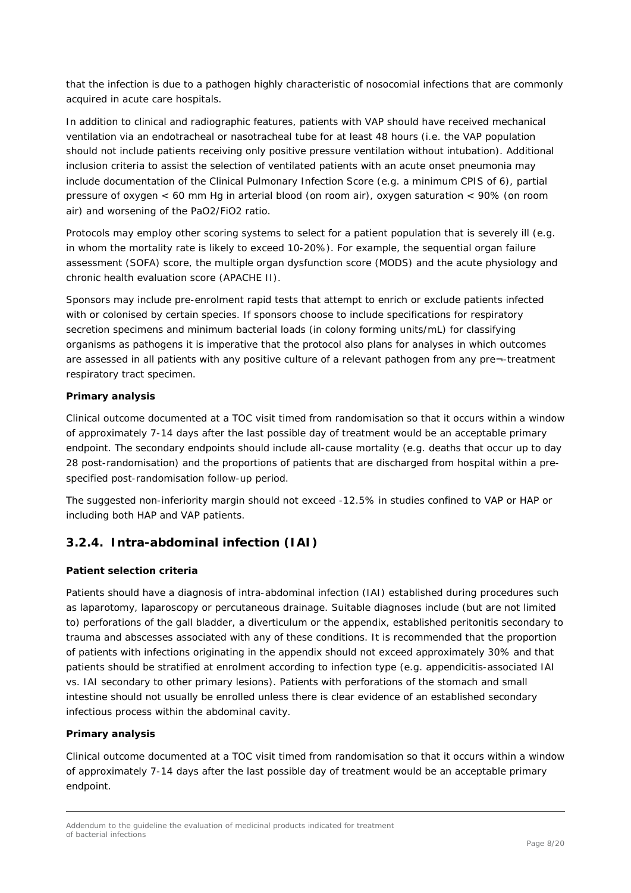that the infection is due to a pathogen highly characteristic of nosocomial infections that are commonly acquired in acute care hospitals.

In addition to clinical and radiographic features, patients with VAP should have received mechanical ventilation via an endotracheal or nasotracheal tube for at least 48 hours (i.e. the VAP population should not include patients receiving only positive pressure ventilation without intubation). Additional inclusion criteria to assist the selection of ventilated patients with an acute onset pneumonia may include documentation of the Clinical Pulmonary Infection Score (e.g. a minimum CPIS of 6), partial pressure of oxygen < 60 mm Hg in arterial blood (on room air), oxygen saturation < 90% (on room air) and worsening of the PaO2/FiO2 ratio.

Protocols may employ other scoring systems to select for a patient population that is severely ill (e.g. in whom the mortality rate is likely to exceed 10-20%). For example, the sequential organ failure assessment (SOFA) score, the multiple organ dysfunction score (MODS) and the acute physiology and chronic health evaluation score (APACHE II).

Sponsors may include pre-enrolment rapid tests that attempt to enrich or exclude patients infected with or colonised by certain species. If sponsors choose to include specifications for respiratory secretion specimens and minimum bacterial loads (in colony forming units/mL) for classifying organisms as pathogens it is imperative that the protocol also plans for analyses in which outcomes are assessed in all patients with any positive culture of a relevant pathogen from any pre¬-treatment respiratory tract specimen.

**Primary analysis**

Clinical outcome documented at a TOC visit timed from randomisation so that it occurs within a window of approximately 7-14 days after the last possible day of treatment would be an acceptable primary endpoint. The secondary endpoints should include all-cause mortality (e.g. deaths that occur up to day 28 post-randomisation) and the proportions of patients that are discharged from hospital within a pre-specified post-randomisation follow-up period.

The suggested non-inferiority margin should not exceed -12.5% in studies confined to VAP or HAP or including both HAP and VAP patients.

## 3.2.4. Intra-abdominal infection (IAI)

**Patient selection criteria**

Patients should have a diagnosis of intra-abdominal infection (IAI) established during procedures such as laparotomy, laparoscopy or percutaneous drainage. Suitable diagnoses include (but are not limited to) perforations of the gall bladder, a diverticulum or the appendix, established peritonitis secondary to trauma and abscesses associated with any of these conditions. It is recommended that the proportion of patients with infections originating in the appendix should not exceed approximately 30% and that patients should be stratified at enrolment according to infection type (e.g. appendicitis-associated IAI vs. IAI secondary to other primary lesions). Patients with perforations of the stomach and small intestine should not usually be enrolled unless there is clear evidence of an established secondary infectious process within the abdominal cavity.

**Primary analysis**

Clinical outcome documented at a TOC visit timed from randomisation so that it occurs within a window of approximately 7-14 days after the last possible day of treatment would be an acceptable primary endpoint.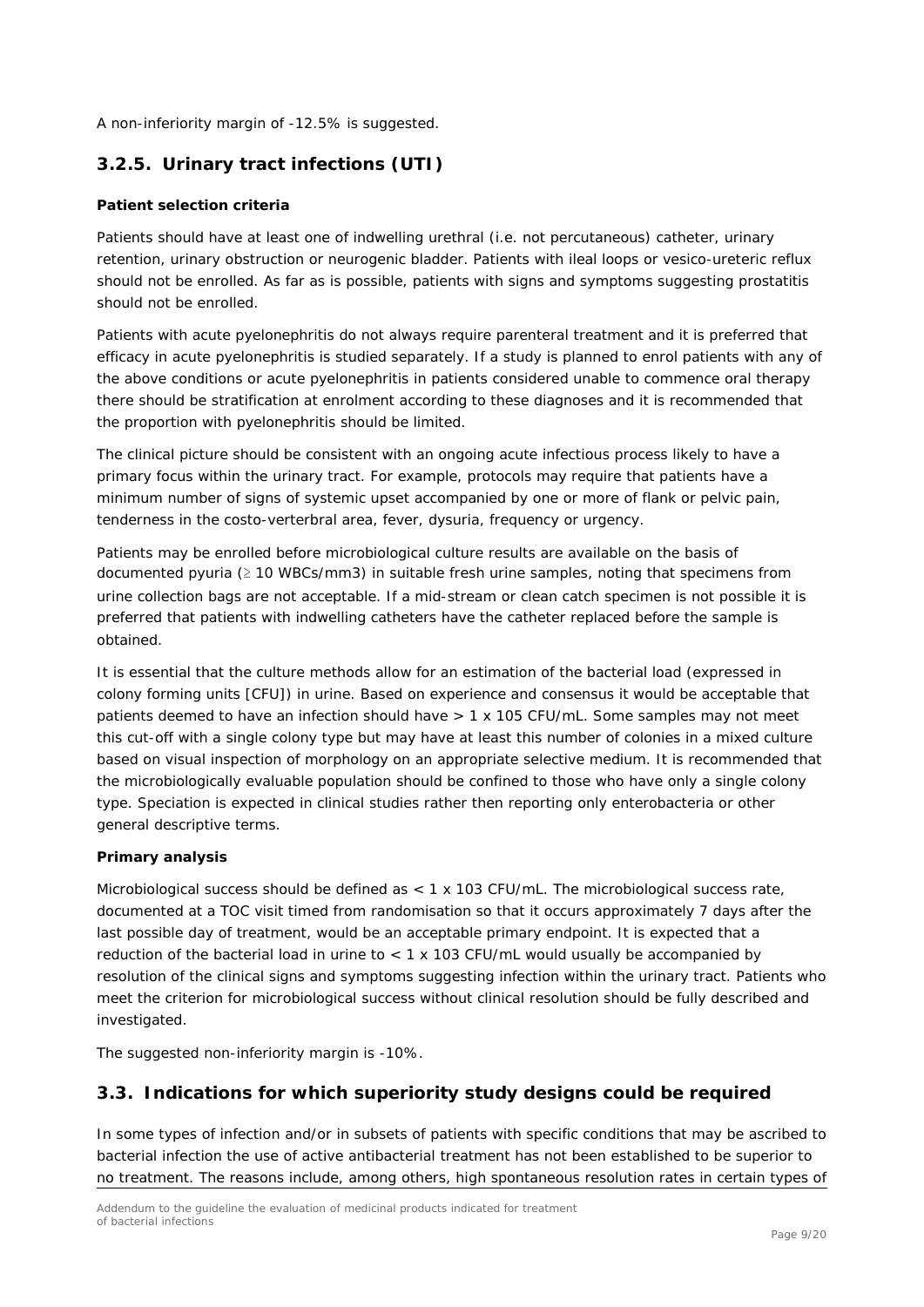A non-inferiority margin of -12.5% is suggested.

## 3.2.5. Urinary tract infections (UTI)

**Patient selection criteria**

Patients should have at least one of indwelling urethral (i.e. not percutaneous) catheter, urinary retention, urinary obstruction or neurogenic bladder. Patients with ileal loops or vesico-ureteric reflux should not be enrolled. As far as is possible, patients with signs and symptoms suggesting prostatitis should not be enrolled.

Patients with acute pyelonephritis do not always require parenteral treatment and it is preferred that efficacy in acute pyelonephritis is studied separately. If a study is planned to enrol patients with any of the above conditions or acute pyelonephritis in patients considered unable to commence oral therapy there should be stratification at enrolment according to these diagnoses and it is recommended that the proportion with pyelonephritis should be limited.

The clinical picture should be consistent with an ongoing acute infectious process likely to have a primary focus within the urinary tract. For example, protocols may require that patients have a minimum number of signs of systemic upset accompanied by one or more of flank or pelvic pain, tenderness in the costo-vertebral area, fever, dysuria, frequency or urgency.

Patients may be enrolled before microbiological culture results are available on the basis of documented pyuria ($\geq$ 10 WBCs/mm3) in suitable fresh urine samples, noting that specimens from urine collection bags are not acceptable. If a mid-stream or clean catch specimen is not possible it is preferred that patients with indwelling catheters have the catheter replaced before the sample is obtained.

It is essential that the culture methods allow for an estimation of the bacterial load (expressed in colony forming units [CFU]) in urine. Based on experience and consensus it would be acceptable that patients deemed to have an infection should have > 1 x 105 CFU/mL. Some samples may not meet this cut-off with a single colony type but may have at least this number of colonies in a mixed culture based on visual inspection of morphology on an appropriate selective medium. It is recommended that the microbiologically evaluable population should be confined to those who have only a single colony type. Speciation is expected in clinical studies rather then reporting only enterobacteria or other general descriptive terms.

**Primary analysis**

Microbiological success should be defined as < 1 x 103 CFU/mL. The microbiological success rate, documented at a TOC visit timed from randomisation so that it occurs approximately 7 days after the last possible day of treatment, would be an acceptable primary endpoint. It is expected that a reduction of the bacterial load in urine to < 1 x 103 CFU/mL would usually be accompanied by resolution of the clinical signs and symptoms suggesting infection within the urinary tract. Patients who meet the criterion for microbiological success without clinical resolution should be fully described and investigated.

The suggested non-inferiority margin is -10%.

## 3.3. Indications for which superiority study designs could be required

In some types of infection and/or in subsets of patients with specific conditions that may be ascribed to bacterial infection the use of active antibacterial treatment has not been established to be superior to no treatment. The reasons include, among others, high spontaneous resolution rates in certain types of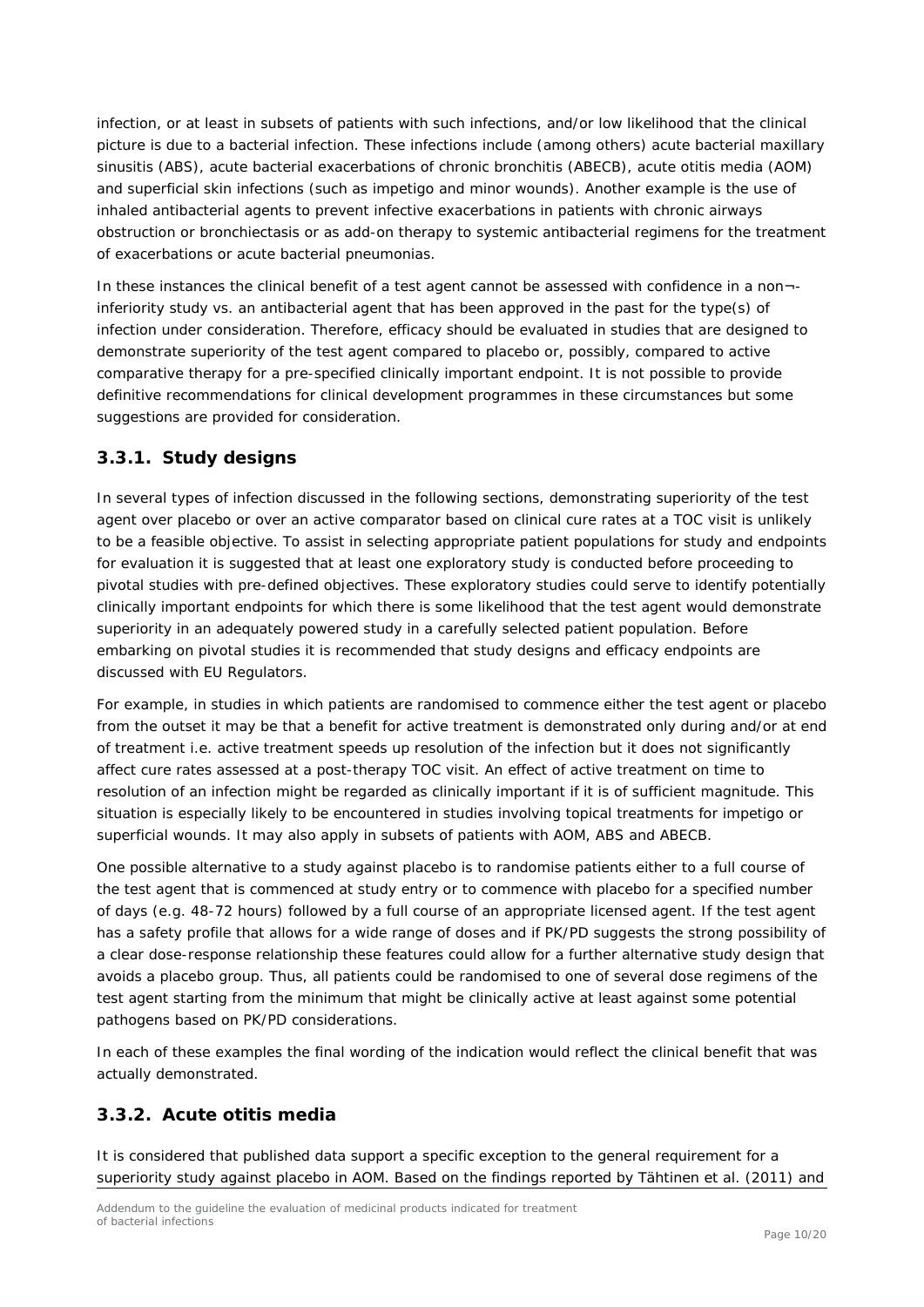infection, or at least in subsets of patients with such infections, and/or low likelihood that the clinical picture is due to a bacterial infection. These infections include (among others) acute bacterial maxillary sinusitis (ABS), acute bacterial exacerbations of chronic bronchitis (ABECB), acute otitis media (AOM) and superficial skin infections (such as impetigo and minor wounds). Another example is the use of inhaled antibacterial agents to prevent infective exacerbations in patients with chronic airways obstruction or bronchiectasis or as add-on therapy to systemic antibacterial regimens for the treatment of exacerbations or acute bacterial pneumonias.

In these instances the clinical benefit of a test agent cannot be assessed with confidence in a non¬-inferiority study vs. an antibacterial agent that has been approved in the past for the type(s) of infection under consideration. Therefore, efficacy should be evaluated in studies that are designed to demonstrate superiority of the test agent compared to placebo or, possibly, compared to active comparative therapy for a pre-specified clinically important endpoint. It is not possible to provide definitive recommendations for clinical development programmes in these circumstances but some suggestions are provided for consideration.

### 3.3.1. Study designs

In several types of infection discussed in the following sections, demonstrating superiority of the test agent over placebo or over an active comparator based on clinical cure rates at a TOC visit is unlikely to be a feasible objective. To assist in selecting appropriate patient populations for study and endpoints for evaluation it is suggested that at least one exploratory study is conducted before proceeding to pivotal studies with pre-defined objectives. These exploratory studies could serve to identify potentially clinically important endpoints for which there is some likelihood that the test agent would demonstrate superiority in an adequately powered study in a carefully selected patient population. Before embarking on pivotal studies it is recommended that study designs and efficacy endpoints are discussed with EU Regulators.

For example, in studies in which patients are randomised to commence either the test agent or placebo from the outset it may be that a benefit for active treatment is demonstrated only during and/or at end of treatment i.e. active treatment speeds up resolution of the infection but it does not significantly affect cure rates assessed at a post-therapy TOC visit. An effect of active treatment on time to resolution of an infection might be regarded as clinically important if it is of sufficient magnitude. This situation is especially likely to be encountered in studies involving topical treatments for impetigo or superficial wounds. It may also apply in subsets of patients with AOM, ABS and ABECB.

One possible alternative to a study against placebo is to randomise patients either to a full course of the test agent that is commenced at study entry or to commence with placebo for a specified number of days (e.g. 48-72 hours) followed by a full course of an appropriate licensed agent. If the test agent has a safety profile that allows for a wide range of doses and if PK/PD suggests the strong possibility of a clear dose-response relationship these features could allow for a further alternative study design that avoids a placebo group. Thus, all patients could be randomised to one of several dose regimens of the test agent starting from the minimum that might be clinically active at least against some potential pathogens based on PK/PD considerations.

In each of these examples the final wording of the indication would reflect the clinical benefit that was actually demonstrated.

### 3.3.2. Acute otitis media

It is considered that published data support a specific exception to the general requirement for a superiority study against placebo in AOM. Based on the findings reported by Tähtinen et al. (2011) and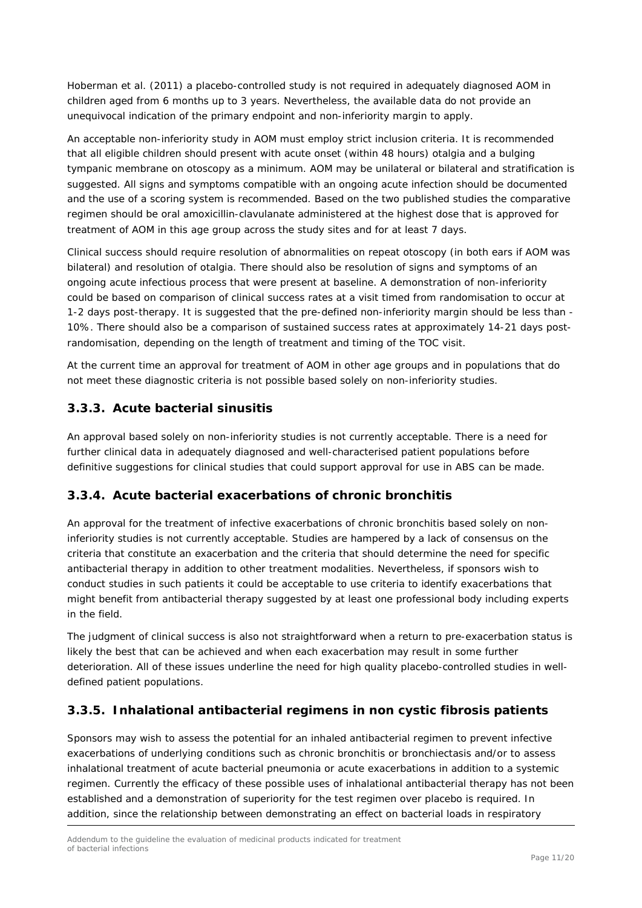Hoberman et al. (2011) a placebo-controlled study is not required in adequately diagnosed AOM in children aged from 6 months up to 3 years. Nevertheless, the available data do not provide an unequivocal indication of the primary endpoint and non-inferiority margin to apply.

An acceptable non-inferiority study in AOM must employ strict inclusion criteria. It is recommended that all eligible children should present with acute onset (within 48 hours) otalgia and a bulging tympanic membrane on otoscopy as a minimum. AOM may be unilateral or bilateral and stratification is suggested. All signs and symptoms compatible with an ongoing acute infection should be documented and the use of a scoring system is recommended. Based on the two published studies the comparative regimen should be oral amoxicillin-clavulanate administered at the highest dose that is approved for treatment of AOM in this age group across the study sites and for at least 7 days.

Clinical success should require resolution of abnormalities on repeat otoscopy (in both ears if AOM was bilateral) and resolution of otalgia. There should also be resolution of signs and symptoms of an ongoing acute infectious process that were present at baseline. A demonstration of non-inferiority could be based on comparison of clinical success rates at a visit timed from randomisation to occur at 1-2 days post-therapy. It is suggested that the pre-defined non-inferiority margin should be less than -10%. There should also be a comparison of sustained success rates at approximately 14-21 days post-randomisation, depending on the length of treatment and timing of the TOC visit.

At the current time an approval for treatment of AOM in other age groups and in populations that do not meet these diagnostic criteria is not possible based solely on non-inferiority studies.

### 3.3.3. Acute bacterial sinusitis

An approval based solely on non-inferiority studies is not currently acceptable. There is a need for further clinical data in adequately diagnosed and well-characterised patient populations before definitive suggestions for clinical studies that could support approval for use in ABS can be made.

### 3.3.4. Acute bacterial exacerbations of chronic bronchitis

An approval for the treatment of infective exacerbations of chronic bronchitis based solely on non-inferiority studies is not currently acceptable. Studies are hampered by a lack of consensus on the criteria that constitute an exacerbation and the criteria that should determine the need for specific antibacterial therapy in addition to other treatment modalities. Nevertheless, if sponsors wish to conduct studies in such patients it could be acceptable to use criteria to identify exacerbations that might benefit from antibacterial therapy suggested by at least one professional body including experts in the field.

The judgment of clinical success is also not straightforward when a return to pre-exacerbation status is likely the best that can be achieved and when each exacerbation may result in some further deterioration. All of these issues underline the need for high quality placebo-controlled studies in well-defined patient populations.

### 3.3.5. Inhalational antibacterial regimens in non cystic fibrosis patients

Sponsors may wish to assess the potential for an inhaled antibacterial regimen to prevent infective exacerbations of underlying conditions such as chronic bronchitis or bronchiectasis and/or to assess inhalational treatment of acute bacterial pneumonia or acute exacerbations in addition to a systemic regimen. Currently the efficacy of these possible uses of inhalational antibacterial therapy has not been established and a demonstration of superiority for the test regimen over placebo is required. In addition, since the relationship between demonstrating an effect on bacterial loads in respiratory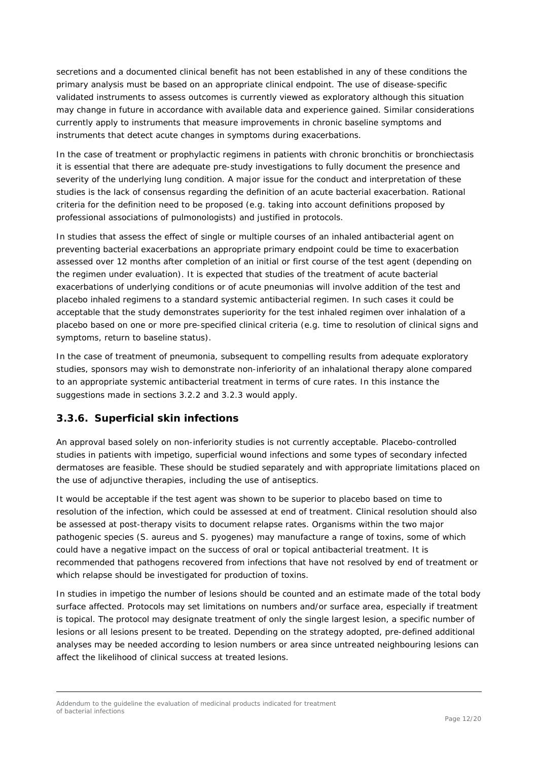secretions and a documented clinical benefit has not been established in any of these conditions the primary analysis must be based on an appropriate clinical endpoint. The use of disease-specific validated instruments to assess outcomes is currently viewed as exploratory although this situation may change in future in accordance with available data and experience gained. Similar considerations currently apply to instruments that measure improvements in chronic baseline symptoms and instruments that detect acute changes in symptoms during exacerbations.

In the case of treatment or prophylactic regimens in patients with chronic bronchitis or bronchiectasis it is essential that there are adequate pre-study investigations to fully document the presence and severity of the underlying lung condition. A major issue for the conduct and interpretation of these studies is the lack of consensus regarding the definition of an acute bacterial exacerbation. Rational criteria for the definition need to be proposed (e.g. taking into account definitions proposed by professional associations of pulmonologists) and justified in protocols.

In studies that assess the effect of single or multiple courses of an inhaled antibacterial agent on preventing bacterial exacerbations an appropriate primary endpoint could be time to exacerbation assessed over 12 months after completion of an initial or first course of the test agent (depending on the regimen under evaluation). It is expected that studies of the treatment of acute bacterial exacerbations of underlying conditions or of acute pneumonias will involve addition of the test and placebo inhaled regimens to a standard systemic antibacterial regimen. In such cases it could be acceptable that the study demonstrates superiority for the test inhaled regimen over inhalation of a placebo based on one or more pre-specified clinical criteria (e.g. time to resolution of clinical signs and symptoms, return to baseline status).

In the case of treatment of pneumonia, subsequent to compelling results from adequate exploratory studies, sponsors may wish to demonstrate non-inferiority of an inhalational therapy alone compared to an appropriate systemic antibacterial treatment in terms of cure rates. In this instance the suggestions made in sections 3.2.2 and 3.2.3 would apply.

### 3.3.6. Superficial skin infections

An approval based solely on non-inferiority studies is not currently acceptable. Placebo-controlled studies in patients with impetigo, superficial wound infections and some types of secondary infected dermatoses are feasible. These should be studied separately and with appropriate limitations placed on the use of adjunctive therapies, including the use of antiseptics.

It would be acceptable if the test agent was shown to be superior to placebo based on time to resolution of the infection, which could be assessed at end of treatment. Clinical resolution should also be assessed at post-therapy visits to document relapse rates. Organisms within the two major pathogenic species (S. aureus and S. pyogenes) may manufacture a range of toxins, some of which could have a negative impact on the success of oral or topical antibacterial treatment. It is recommended that pathogens recovered from infections that have not resolved by end of treatment or which relapse should be investigated for production of toxins.

In studies in impetigo the number of lesions should be counted and an estimate made of the total body surface affected. Protocols may set limitations on numbers and/or surface area, especially if treatment is topical. The protocol may designate treatment of only the single largest lesion, a specific number of lesions or all lesions present to be treated. Depending on the strategy adopted, pre-defined additional analyses may be needed according to lesion numbers or area since untreated neighbouring lesions can affect the likelihood of clinical success at treated lesions.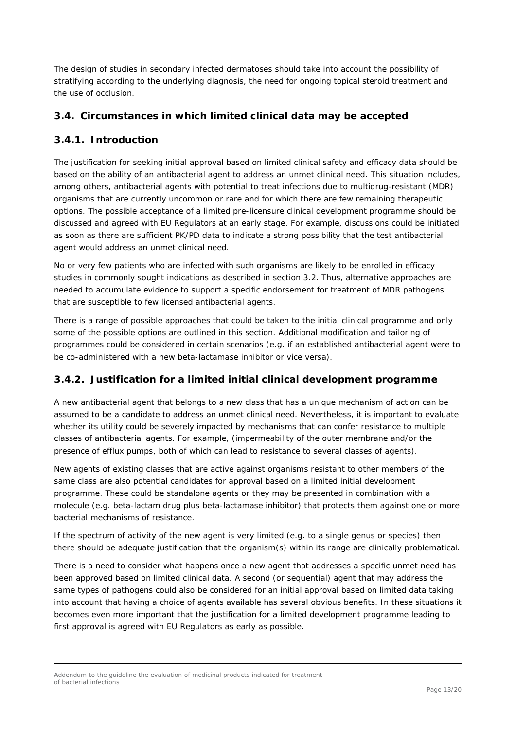The design of studies in secondary infected dermatoses should take into account the possibility of stratifying according to the underlying diagnosis, the need for ongoing topical steroid treatment and the use of occlusion.

## 3.4. Circumstances in which limited clinical data may be accepted

### 3.4.1. Introduction

The justification for seeking initial approval based on limited clinical safety and efficacy data should be based on the ability of an antibacterial agent to address an unmet clinical need. This situation includes, among others, antibacterial agents with potential to treat infections due to multidrug-resistant (MDR) organisms that are currently uncommon or rare and for which there are few remaining therapeutic options. The possible acceptance of a limited pre-licensure clinical development programme should be discussed and agreed with EU Regulators at an early stage. For example, discussions could be initiated as soon as there are sufficient PK/PD data to indicate a strong possibility that the test antibacterial agent would address an unmet clinical need.

No or very few patients who are infected with such organisms are likely to be enrolled in efficacy studies in commonly sought indications as described in section 3.2. Thus, alternative approaches are needed to accumulate evidence to support a specific endorsement for treatment of MDR pathogens that are susceptible to few licensed antibacterial agents.

There is a range of possible approaches that could be taken to the initial clinical programme and only some of the possible options are outlined in this section. Additional modification and tailoring of programmes could be considered in certain scenarios (e.g. if an established antibacterial agent were to be co-administered with a new beta-lactamase inhibitor or vice versa).

### 3.4.2. Justification for a limited initial clinical development programme

A new antibacterial agent that belongs to a new class that has a unique mechanism of action can be assumed to be a candidate to address an unmet clinical need. Nevertheless, it is important to evaluate whether its utility could be severely impacted by mechanisms that can confer resistance to multiple classes of antibacterial agents. For example, (impermeability of the outer membrane and/or the presence of efflux pumps, both of which can lead to resistance to several classes of agents).

New agents of existing classes that are active against organisms resistant to other members of the same class are also potential candidates for approval based on a limited initial development programme. These could be standalone agents or they may be presented in combination with a molecule (e.g. beta-lactam drug plus beta-lactamase inhibitor) that protects them against one or more bacterial mechanisms of resistance.

If the spectrum of activity of the new agent is very limited (e.g. to a single genus or species) then there should be adequate justification that the organism(s) within its range are clinically problematical.

There is a need to consider what happens once a new agent that addresses a specific unmet need has been approved based on limited clinical data. A second (or sequential) agent that may address the same types of pathogens could also be considered for an initial approval based on limited data taking into account that having a choice of agents available has several obvious benefits. In these situations it becomes even more important that the justification for a limited development programme leading to first approval is agreed with EU Regulators as early as possible.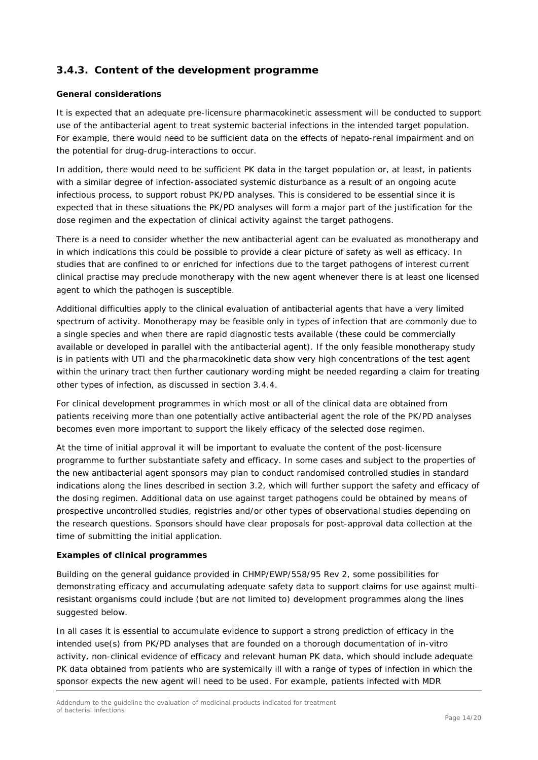### 3.4.3. Content of the development programme

**General considerations**

It is expected that an adequate pre-licensure pharmacokinetic assessment will be conducted to support use of the antibacterial agent to treat systemic bacterial infections in the intended target population. For example, there would need to be sufficient data on the effects of hepato-renal impairment and on the potential for drug-drug-interactions to occur.

In addition, there would need to be sufficient PK data in the target population or, at least, in patients with a similar degree of infection-associated systemic disturbance as a result of an ongoing acute infectious process, to support robust PK/PD analyses. This is considered to be essential since it is expected that in these situations the PK/PD analyses will form a major part of the justification for the dose regimen and the expectation of clinical activity against the target pathogens.

There is a need to consider whether the new antibacterial agent can be evaluated as monotherapy and in which indications this could be possible to provide a clear picture of safety as well as efficacy. In studies that are confined to or enriched for infections due to the target pathogens of interest current clinical practise may preclude monotherapy with the new agent whenever there is at least one licensed agent to which the pathogen is susceptible.

Additional difficulties apply to the clinical evaluation of antibacterial agents that have a very limited spectrum of activity. Monotherapy may be feasible only in types of infection that are commonly due to a single species and when there are rapid diagnostic tests available (these could be commercially available or developed in parallel with the antibacterial agent). If the only feasible monotherapy study is in patients with UTI and the pharmacokinetic data show very high concentrations of the test agent within the urinary tract then further cautionary wording might be needed regarding a claim for treating other types of infection, as discussed in section 3.4.4.

For clinical development programmes in which most or all of the clinical data are obtained from patients receiving more than one potentially active antibacterial agent the role of the PK/PD analyses becomes even more important to support the likely efficacy of the selected dose regimen.

At the time of initial approval it will be important to evaluate the content of the post-licensure programme to further substantiate safety and efficacy. In some cases and subject to the properties of the new antibacterial agent sponsors may plan to conduct randomised controlled studies in standard indications along the lines described in section 3.2, which will further support the safety and efficacy of the dosing regimen. Additional data on use against target pathogens could be obtained by means of prospective uncontrolled studies, registries and/or other types of observational studies depending on the research questions. Sponsors should have clear proposals for post-approval data collection at the time of submitting the initial application.

**Examples of clinical programmes**

Building on the general guidance provided in CHMP/EWP/558/95 Rev 2, some possibilities for demonstrating efficacy and accumulating adequate safety data to support claims for use against multi-resistant organisms could include (but are not limited to) development programmes along the lines suggested below.

In all cases it is essential to accumulate evidence to support a strong prediction of efficacy in the intended use(s) from PK/PD analyses that are founded on a thorough documentation of in-vitro activity, non-clinical evidence of efficacy and relevant human PK data, which should include adequate PK data obtained from patients who are systemically ill with a range of types of infection in which the sponsor expects the new agent will need to be used. For example, patients infected with MDR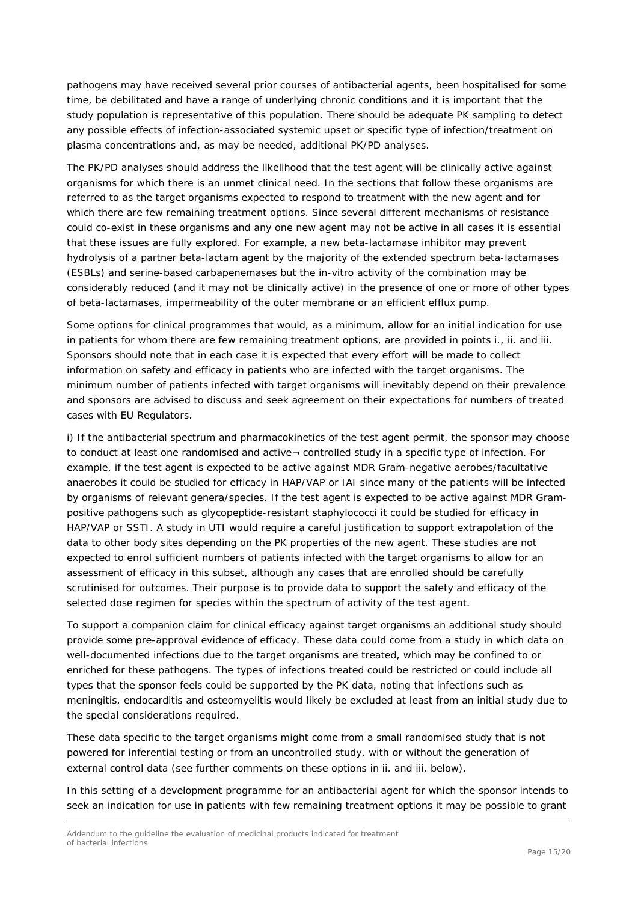pathogens may have received several prior courses of antibacterial agents, been hospitalised for some time, be debilitated and have a range of underlying chronic conditions and it is important that the study population is representative of this population. There should be adequate PK sampling to detect any possible effects of infection-associated systemic upset or specific type of infection/treatment on plasma concentrations and, as may be needed, additional PK/PD analyses.

The PK/PD analyses should address the likelihood that the test agent will be clinically active against organisms for which there is an unmet clinical need. In the sections that follow these organisms are referred to as the target organisms expected to respond to treatment with the new agent and for which there are few remaining treatment options. Since several different mechanisms of resistance could co-exist in these organisms and any one new agent may not be active in all cases it is essential that these issues are fully explored. For example, a new beta-lactamase inhibitor may prevent hydrolysis of a partner beta-lactam agent by the majority of the extended spectrum beta-lactamases (ESBLs) and serine-based carbapenemases but the in-vitro activity of the combination may be considerably reduced (and it may not be clinically active) in the presence of one or more of other types of beta-lactamases, impermeability of the outer membrane or an efficient efflux pump.

Some options for clinical programmes that would, as a minimum, allow for an initial indication for use in patients for whom there are few remaining treatment options, are provided in points i., ii. and iii. Sponsors should note that in each case it is expected that every effort will be made to collect information on safety and efficacy in patients who are infected with the target organisms. The minimum number of patients infected with target organisms will inevitably depend on their prevalence and sponsors are advised to discuss and seek agreement on their expectations for numbers of treated cases with EU Regulators.

i) If the antibacterial spectrum and pharmacokinetics of the test agent permit, the sponsor may choose to conduct at least one randomised and active¬ controlled study in a specific type of infection. For example, if the test agent is expected to be active against MDR Gram-negative aerobes/facultative anaerobes it could be studied for efficacy in HAP/VAP or IAI since many of the patients will be infected by organisms of relevant genera/species. If the test agent is expected to be active against MDR Gram-positive pathogens such as glycopeptide-resistant staphylococci it could be studied for efficacy in HAP/VAP or SSTI. A study in UTI would require a careful justification to support extrapolation of the data to other body sites depending on the PK properties of the new agent. These studies are not expected to enrol sufficient numbers of patients infected with the target organisms to allow for an assessment of efficacy in this subset, although any cases that are enrolled should be carefully scrutinised for outcomes. Their purpose is to provide data to support the safety and efficacy of the selected dose regimen for species within the spectrum of activity of the test agent.

To support a companion claim for clinical efficacy against target organisms an additional study should provide some pre-approval evidence of efficacy. These data could come from a study in which data on well-documented infections due to the target organisms are treated, which may be confined to or enriched for these pathogens. The types of infections treated could be restricted or could include all types that the sponsor feels could be supported by the PK data, noting that infections such as meningitis, endocarditis and osteomyelitis would likely be excluded at least from an initial study due to the special considerations required.

These data specific to the target organisms might come from a small randomised study that is not powered for inferential testing or from an uncontrolled study, with or without the generation of external control data (see further comments on these options in ii. and iii. below).

In this setting of a development programme for an antibacterial agent for which the sponsor intends to seek an indication for use in patients with few remaining treatment options it may be possible to grant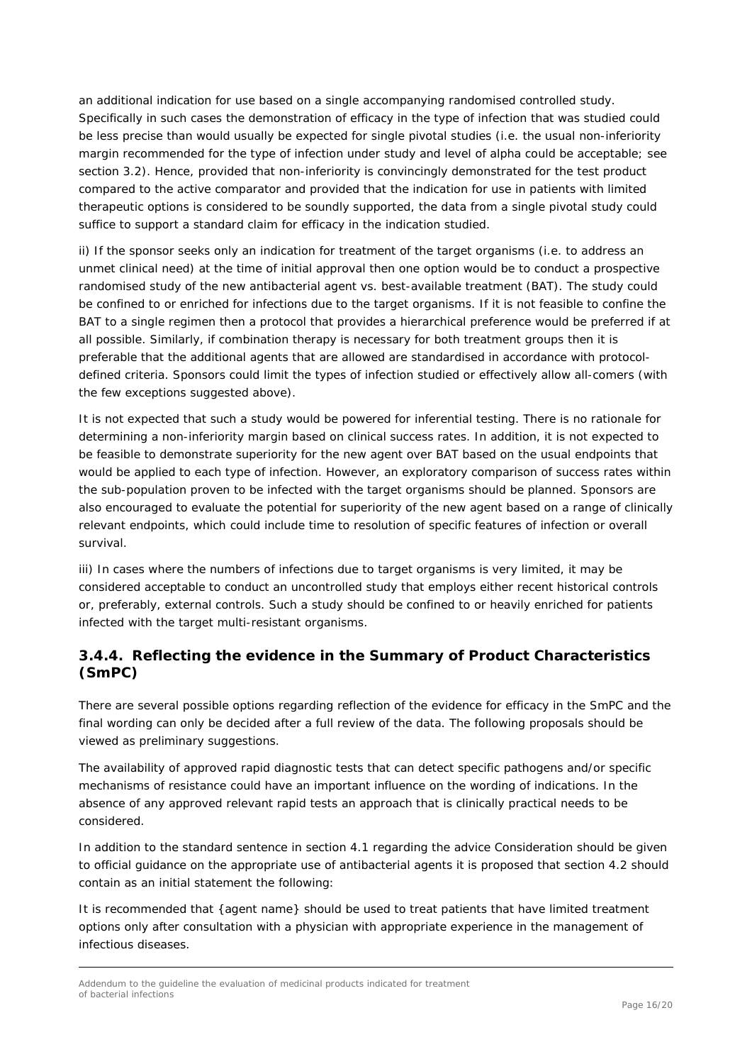an additional indication for use based on a single accompanying randomised controlled study. Specifically in such cases the demonstration of efficacy in the type of infection that was studied could be less precise than would usually be expected for single pivotal studies (i.e. the usual non-inferiority margin recommended for the type of infection under study and level of alpha could be acceptable; see section 3.2). Hence, provided that non-inferiority is convincingly demonstrated for the test product compared to the active comparator and provided that the indication for use in patients with limited therapeutic options is considered to be soundly supported, the data from a single pivotal study could suffice to support a standard claim for efficacy in the indication studied.

ii) If the sponsor seeks only an indication for treatment of the target organisms (i.e. to address an unmet clinical need) at the time of initial approval then one option would be to conduct a prospective randomised study of the new antibacterial agent vs. best-available treatment (BAT). The study could be confined to or enriched for infections due to the target organisms. If it is not feasible to confine the BAT to a single regimen then a protocol that provides a hierarchical preference would be preferred if at all possible. Similarly, if combination therapy is necessary for both treatment groups then it is preferable that the additional agents that are allowed are standardised in accordance with protocol-defined criteria. Sponsors could limit the types of infection studied or effectively allow all-comers (with the few exceptions suggested above).

It is not expected that such a study would be powered for inferential testing. There is no rationale for determining a non-inferiority margin based on clinical success rates. In addition, it is not expected to be feasible to demonstrate superiority for the new agent over BAT based on the usual endpoints that would be applied to each type of infection. However, an exploratory comparison of success rates within the sub-population proven to be infected with the target organisms should be planned. Sponsors are also encouraged to evaluate the potential for superiority of the new agent based on a range of clinically relevant endpoints, which could include time to resolution of specific features of infection or overall survival.

iii) In cases where the numbers of infections due to target organisms is very limited, it may be considered acceptable to conduct an uncontrolled study that employs either recent historical controls or, preferably, external controls. Such a study should be confined to or heavily enriched for patients infected with the target multi-resistant organisms.

### 3.4.4. Reflecting the evidence in the Summary of Product Characteristics (SmPC)

There are several possible options regarding reflection of the evidence for efficacy in the SmPC and the final wording can only be decided after a full review of the data. The following proposals should be viewed as preliminary suggestions.

The availability of approved rapid diagnostic tests that can detect specific pathogens and/or specific mechanisms of resistance could have an important influence on the wording of indications. In the absence of any approved relevant rapid tests an approach that is clinically practical needs to be considered.

In addition to the standard sentence in section 4.1 regarding the advice *Consideration should be given to official guidance on the appropriate use of antibacterial agents* it is proposed that section 4.2 should contain as an initial statement the following:

*It is recommended that {agent name} should be used to treat patients that have limited treatment options only after consultation with a physician with appropriate experience in the management of infectious diseases.*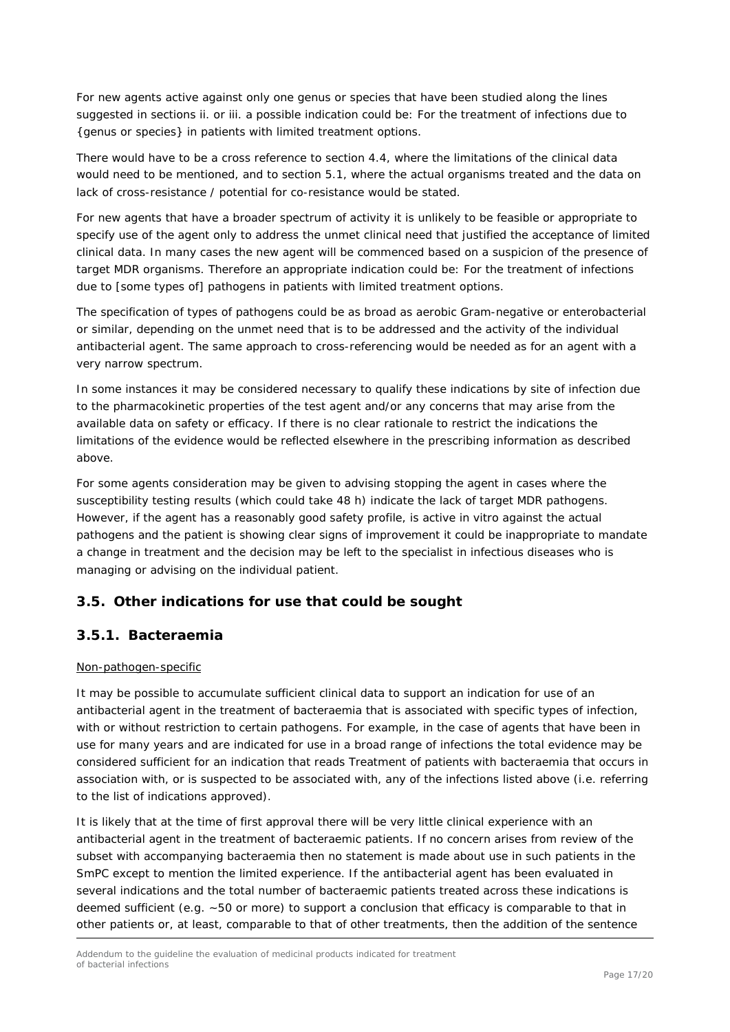For new agents active against only one genus or species that have been studied along the lines suggested in sections ii. or iii. a possible indication could be: For the treatment of infections due to {genus or species} in patients with limited treatment options.

There would have to be a cross reference to section 4.4, where the limitations of the clinical data would need to be mentioned, and to section 5.1, where the actual organisms treated and the data on lack of cross-resistance / potential for co-resistance would be stated.

For new agents that have a broader spectrum of activity it is unlikely to be feasible or appropriate to specify use of the agent only to address the unmet clinical need that justified the acceptance of limited clinical data. In many cases the new agent will be commenced based on a suspicion of the presence of target MDR organisms. Therefore an appropriate indication could be: For the treatment of infections due to [some types of] pathogens in patients with limited treatment options.

The specification of types of pathogens could be as broad as aerobic Gram-negative or enterobacterial or similar, depending on the unmet need that is to be addressed and the activity of the individual antibacterial agent. The same approach to cross-referencing would be needed as for an agent with a very narrow spectrum.

In some instances it may be considered necessary to qualify these indications by site of infection due to the pharmacokinetic properties of the test agent and/or any concerns that may arise from the available data on safety or efficacy. If there is no clear rationale to restrict the indications the limitations of the evidence would be reflected elsewhere in the prescribing information as described above.

For some agents consideration may be given to advising stopping the agent in cases where the susceptibility testing results (which could take 48 h) indicate the lack of target MDR pathogens. However, if the agent has a reasonably good safety profile, is active in vitro against the actual pathogens and the patient is showing clear signs of improvement it could be inappropriate to mandate a change in treatment and the decision may be left to the specialist in infectious diseases who is managing or advising on the individual patient.

## 3.5. Other indications for use that could be sought

### 3.5.1. Bacteraemia

Non-pathogen-specific

It may be possible to accumulate sufficient clinical data to support an indication for use of an antibacterial agent in the treatment of bacteraemia that is associated with specific types of infection, with or without restriction to certain pathogens. For example, in the case of agents that have been in use for many years and are indicated for use in a broad range of infections the total evidence may be considered sufficient for an indication that reads Treatment of patients with bacteraemia that occurs in association with, or is suspected to be associated with, any of the infections listed above (i.e. referring to the list of indications approved).

It is likely that at the time of first approval there will be very little clinical experience with an antibacterial agent in the treatment of bacteraemic patients. If no concern arises from review of the subset with accompanying bacteraemia then no statement is made about use in such patients in the SmPC except to mention the limited experience. If the antibacterial agent has been evaluated in several indications and the total number of bacteraemic patients treated across these indications is deemed sufficient (e.g. ~50 or more) to support a conclusion that efficacy is comparable to that in other patients or, at least, comparable to that of other treatments, then the addition of the sentence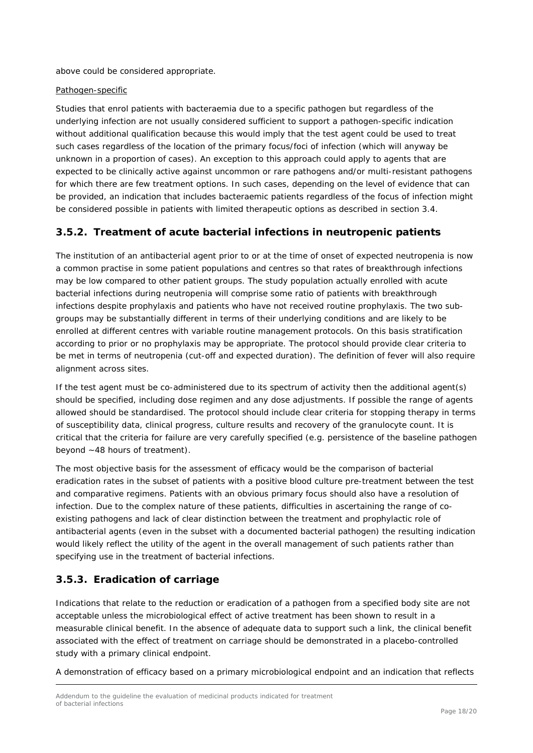above could be considered appropriate.

Pathogen-specific

Studies that enrol patients with bacteraemia due to a specific pathogen but regardless of the underlying infection are not usually considered sufficient to support a pathogen-specific indication without additional qualification because this would imply that the test agent could be used to treat such cases regardless of the location of the primary focus/foci of infection (which will anyway be unknown in a proportion of cases). An exception to this approach could apply to agents that are expected to be clinically active against uncommon or rare pathogens and/or multi-resistant pathogens for which there are few treatment options. In such cases, depending on the level of evidence that can be provided, an indication that includes bacteraemic patients regardless of the focus of infection might be considered possible in patients with limited therapeutic options as described in section 3.4.

## 3.5.2. Treatment of acute bacterial infections in neutropenic patients

The institution of an antibacterial agent prior to or at the time of onset of expected neutropenia is now a common practise in some patient populations and centres so that rates of breakthrough infections may be low compared to other patient groups. The study population actually enrolled with acute bacterial infections during neutropenia will comprise some ratio of patients with breakthrough infections despite prophylaxis and patients who have not received routine prophylaxis. The two sub-groups may be substantially different in terms of their underlying conditions and are likely to be enrolled at different centres with variable routine management protocols. On this basis stratification according to prior or no prophylaxis may be appropriate. The protocol should provide clear criteria to be met in terms of neutropenia (cut-off and expected duration). The definition of fever will also require alignment across sites.

If the test agent must be co-administered due to its spectrum of activity then the additional agent(s) should be specified, including dose regimen and any dose adjustments. If possible the range of agents allowed should be standardised. The protocol should include clear criteria for stopping therapy in terms of susceptibility data, clinical progress, culture results and recovery of the granulocyte count. It is critical that the criteria for failure are very carefully specified (e.g. persistence of the baseline pathogen beyond ~48 hours of treatment).

The most objective basis for the assessment of efficacy would be the comparison of bacterial eradication rates in the subset of patients with a positive blood culture pre-treatment between the test and comparative regimens. Patients with an obvious primary focus should also have a resolution of infection. Due to the complex nature of these patients, difficulties in ascertaining the range of co-existing pathogens and lack of clear distinction between the treatment and prophylactic role of antibacterial agents (even in the subset with a documented bacterial pathogen) the resulting indication would likely reflect the utility of the agent in the overall management of such patients rather than specifying use in the treatment of bacterial infections.

## 3.5.3. Eradication of carriage

Indications that relate to the reduction or eradication of a pathogen from a specified body site are not acceptable unless the microbiological effect of active treatment has been shown to result in a measurable clinical benefit. In the absence of adequate data to support such a link, the clinical benefit associated with the effect of treatment on carriage should be demonstrated in a placebo-controlled study with a primary clinical endpoint.

A demonstration of efficacy based on a primary microbiological endpoint and an indication that reflects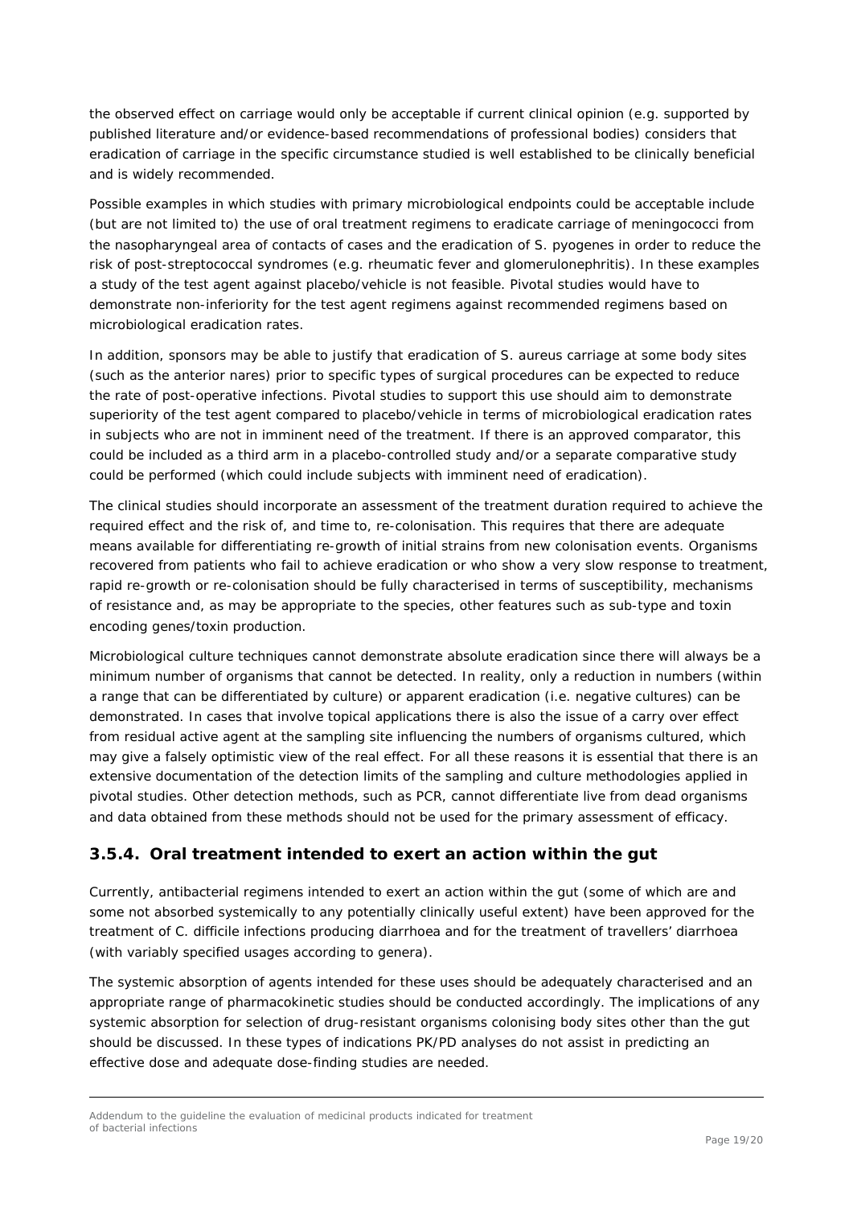the observed effect on carriage would only be acceptable if current clinical opinion (e.g. supported by published literature and/or evidence-based recommendations of professional bodies) considers that eradication of carriage in the specific circumstance studied is well established to be clinically beneficial and is widely recommended.

Possible examples in which studies with primary microbiological endpoints could be acceptable include (but are not limited to) the use of oral treatment regimens to eradicate carriage of meningococci from the nasopharyngeal area of contacts of cases and the eradication of *S. pyogenes* in order to reduce the risk of post-streptococcal syndromes (e.g. rheumatic fever and glomerulonephritis). In these examples a study of the test agent against placebo/vehicle is not feasible. Pivotal studies would have to demonstrate non-inferiority for the test agent regimens against recommended regimens based on microbiological eradication rates.

In addition, sponsors may be able to justify that eradication of *S. aureus* carriage at some body sites (such as the anterior nares) prior to specific types of surgical procedures can be expected to reduce the rate of post-operative infections. Pivotal studies to support this use should aim to demonstrate superiority of the test agent compared to placebo/vehicle in terms of microbiological eradication rates in subjects who are not in imminent need of the treatment. If there is an approved comparator, this could be included as a third arm in a placebo-controlled study and/or a separate comparative study could be performed (which could include subjects with imminent need of eradication).

The clinical studies should incorporate an assessment of the treatment duration required to achieve the required effect and the risk of, and time to, re-colonisation. This requires that there are adequate means available for differentiating re-growth of initial strains from new colonisation events. Organisms recovered from patients who fail to achieve eradication or who show a very slow response to treatment, rapid re-growth or re-colonisation should be fully characterised in terms of susceptibility, mechanisms of resistance and, as may be appropriate to the species, other features such as sub-type and toxin encoding genes/toxin production.

Microbiological culture techniques cannot demonstrate absolute eradication since there will always be a minimum number of organisms that cannot be detected. In reality, only a reduction in numbers (within a range that can be differentiated by culture) or apparent eradication (i.e. negative cultures) can be demonstrated. In cases that involve topical applications there is also the issue of a carry over effect from residual active agent at the sampling site influencing the numbers of organisms cultured, which may give a falsely optimistic view of the real effect. For all these reasons it is essential that there is an extensive documentation of the detection limits of the sampling and culture methodologies applied in pivotal studies. Other detection methods, such as PCR, cannot differentiate live from dead organisms and data obtained from these methods should not be used for the primary assessment of efficacy.

### 3.5.4. Oral treatment intended to exert an action within the gut

Currently, antibacterial regimens intended to exert an action within the gut (some of which are and some not absorbed systemically to any potentially clinically useful extent) have been approved for the treatment of *C. difficile* infections producing diarrhoea and for the treatment of travellers' diarrhoea (with variably specified usages according to genera).

The systemic absorption of agents intended for these uses should be adequately characterised and an appropriate range of pharmacokinetic studies should be conducted accordingly. The implications of any systemic absorption for selection of drug-resistant organisms colonising body sites other than the gut should be discussed. In these types of indications PK/PD analyses do not assist in predicting an effective dose and adequate dose-finding studies are needed.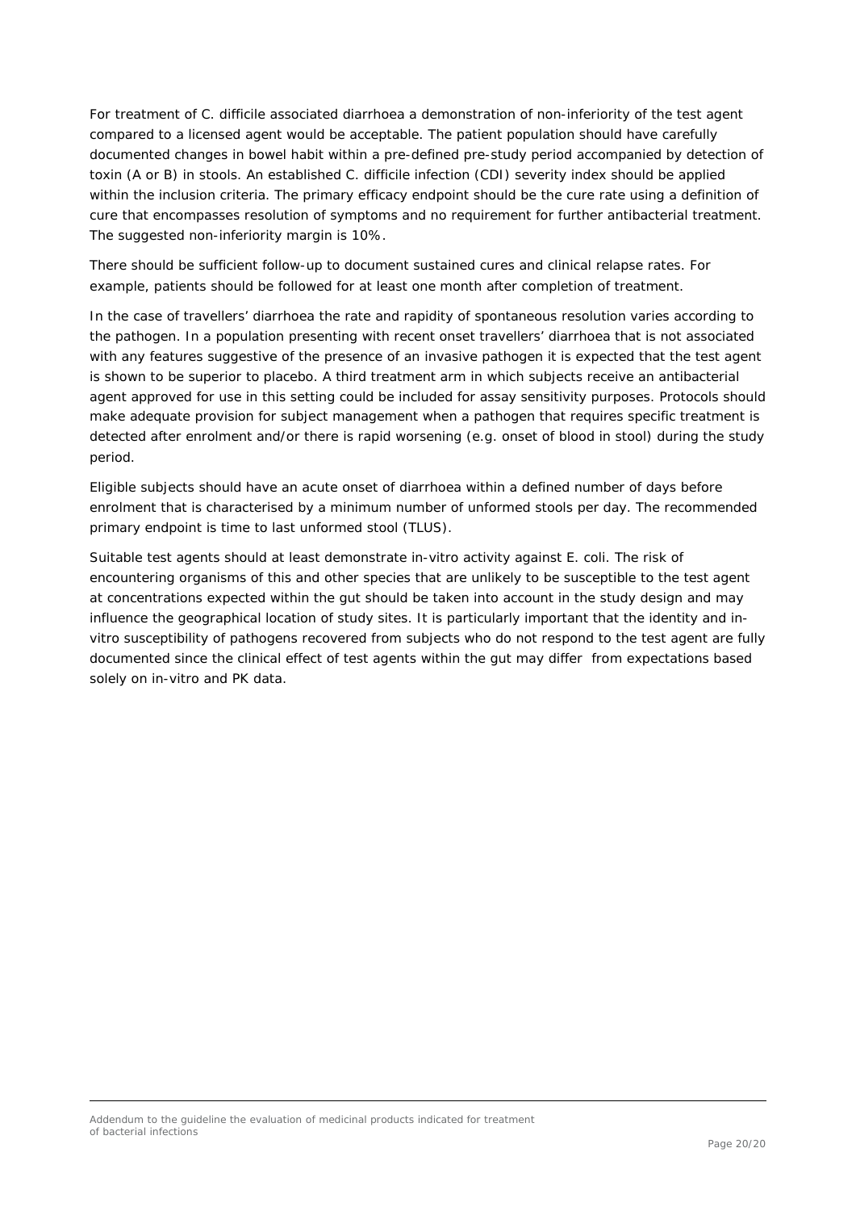For treatment of C. difficile associated diarrhoea a demonstration of non-inferiority of the test agent compared to a licensed agent would be acceptable. The patient population should have carefully documented changes in bowel habit within a pre-defined pre-study period accompanied by detection of toxin (A or B) in stools. An established C. difficile infection (CDI) severity index should be applied within the inclusion criteria. The primary efficacy endpoint should be the cure rate using a definition of cure that encompasses resolution of symptoms and no requirement for further antibacterial treatment. The suggested non-inferiority margin is 10%.

There should be sufficient follow-up to document sustained cures and clinical relapse rates. For example, patients should be followed for at least one month after completion of treatment.

In the case of travellers' diarrhoea the rate and rapidity of spontaneous resolution varies according to the pathogen. In a population presenting with recent onset travellers' diarrhoea that is not associated with any features suggestive of the presence of an invasive pathogen it is expected that the test agent is shown to be superior to placebo. A third treatment arm in which subjects receive an antibacterial agent approved for use in this setting could be included for assay sensitivity purposes. Protocols should make adequate provision for subject management when a pathogen that requires specific treatment is detected after enrolment and/or there is rapid worsening (e.g. onset of blood in stool) during the study period.

Eligible subjects should have an acute onset of diarrhoea within a defined number of days before enrolment that is characterised by a minimum number of unformed stools per day. The recommended primary endpoint is time to last unformed stool (TLUS).

Suitable test agents should at least demonstrate in-vitro activity against E. coli. The risk of encountering organisms of this and other species that are unlikely to be susceptible to the test agent at concentrations expected within the gut should be taken into account in the study design and may influence the geographical location of study sites. It is particularly important that the identity and in-vitro susceptibility of pathogens recovered from subjects who do not respond to the test agent are fully documented since the clinical effect of test agents within the gut may differ from expectations based solely on in-vitro and PK data.